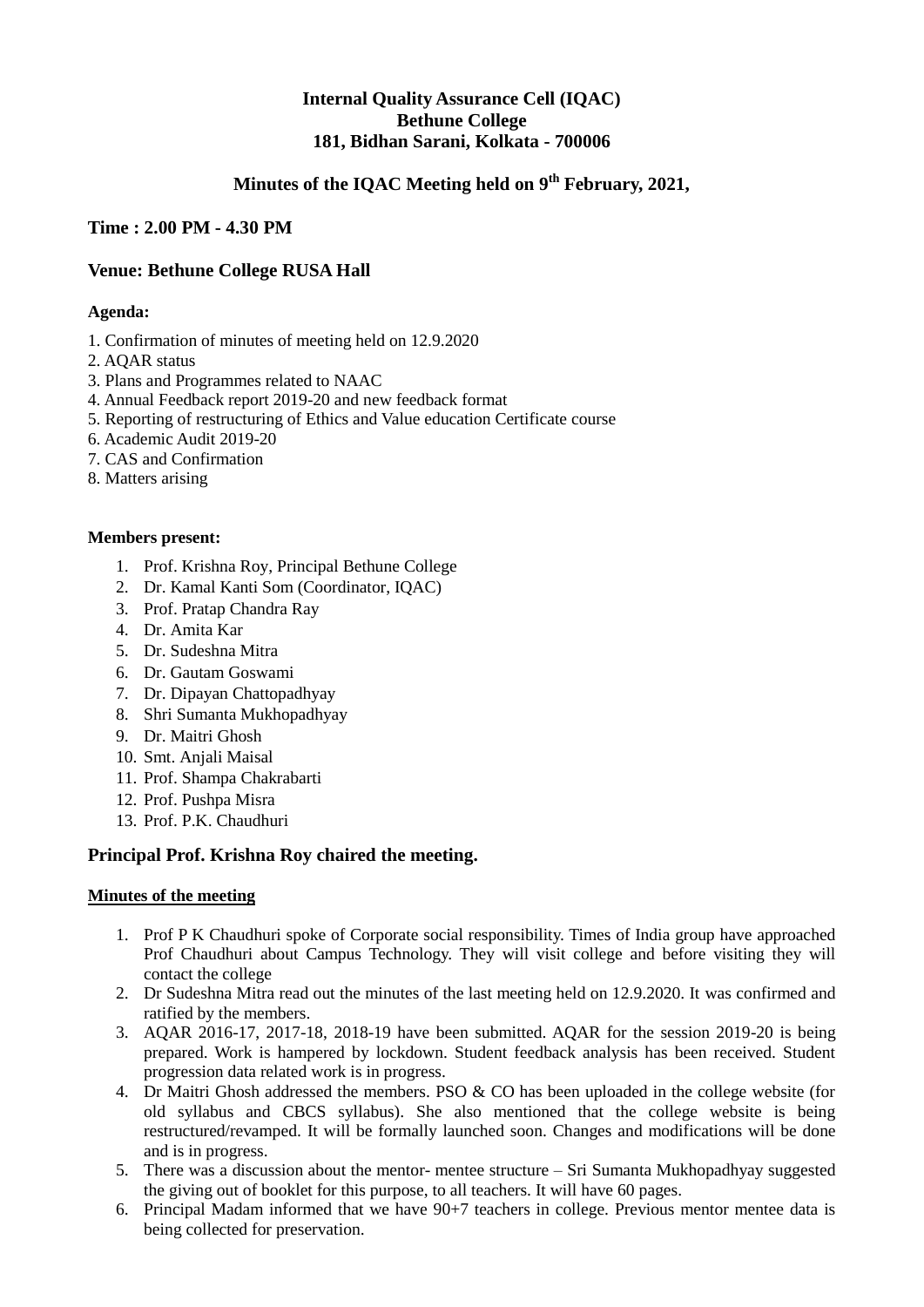**Internal Quality Assurance Cell (IQAC)**
**Bethune College**
**181, Bidhan Sarani, Kolkata - 700006**

## Minutes of the IQAC Meeting held on 9th February, 2021,

### Time : 2.00 PM - 4.30 PM

### Venue: Bethune College RUSA Hall

**Agenda:**

1. Confirmation of minutes of meeting held on 12.9.2020
2. AQAR status
3. Plans and Programmes related to NAAC
4. Annual Feedback report 2019-20 and new feedback format
5. Reporting of restructuring of Ethics and Value education Certificate course
6. Academic Audit 2019-20
7. CAS and Confirmation
8. Matters arising

**Members present:**

1. Prof. Krishna Roy, Principal Bethune College
2. Dr. Kamal Kanti Som (Coordinator, IQAC)
3. Prof. Pratap Chandra Ray
4. Dr. Amita Kar
5. Dr. Sudeshna Mitra
6. Dr. Gautam Goswami
7. Dr. Dipayan Chattopadhyay
8. Shri Sumanta Mukhopadhyay
9. Dr. Maitri Ghosh
10. Smt. Anjali Maisal
11. Prof. Shampa Chakrabarti
12. Prof. Pushpa Misra
13. Prof. P.K. Chaudhuri

### Principal Prof. Krishna Roy chaired the meeting.

**Minutes of the meeting**

1. Prof P K Chaudhuri spoke of Corporate social responsibility. Times of India group have approached Prof Chaudhuri about Campus Technology. They will visit college and before visiting they will contact the college
2. Dr Sudeshna Mitra read out the minutes of the last meeting held on 12.9.2020. It was confirmed and ratified by the members.
3. AQAR 2016-17, 2017-18, 2018-19 have been submitted. AQAR for the session 2019-20 is being prepared. Work is hampered by lockdown. Student feedback analysis has been received. Student progression data related work is in progress.
4. Dr Maitri Ghosh addressed the members. PSO & CO has been uploaded in the college website (for old syllabus and CBCS syllabus). She also mentioned that the college website is being restructured/revamped. It will be formally launched soon. Changes and modifications will be done and is in progress.
5. There was a discussion about the mentor- mentee structure – Sri Sumanta Mukhopadhyay suggested the giving out of booklet for this purpose, to all teachers. It will have 60 pages.
6. Principal Madam informed that we have 90+7 teachers in college. Previous mentor mentee data is being collected for preservation.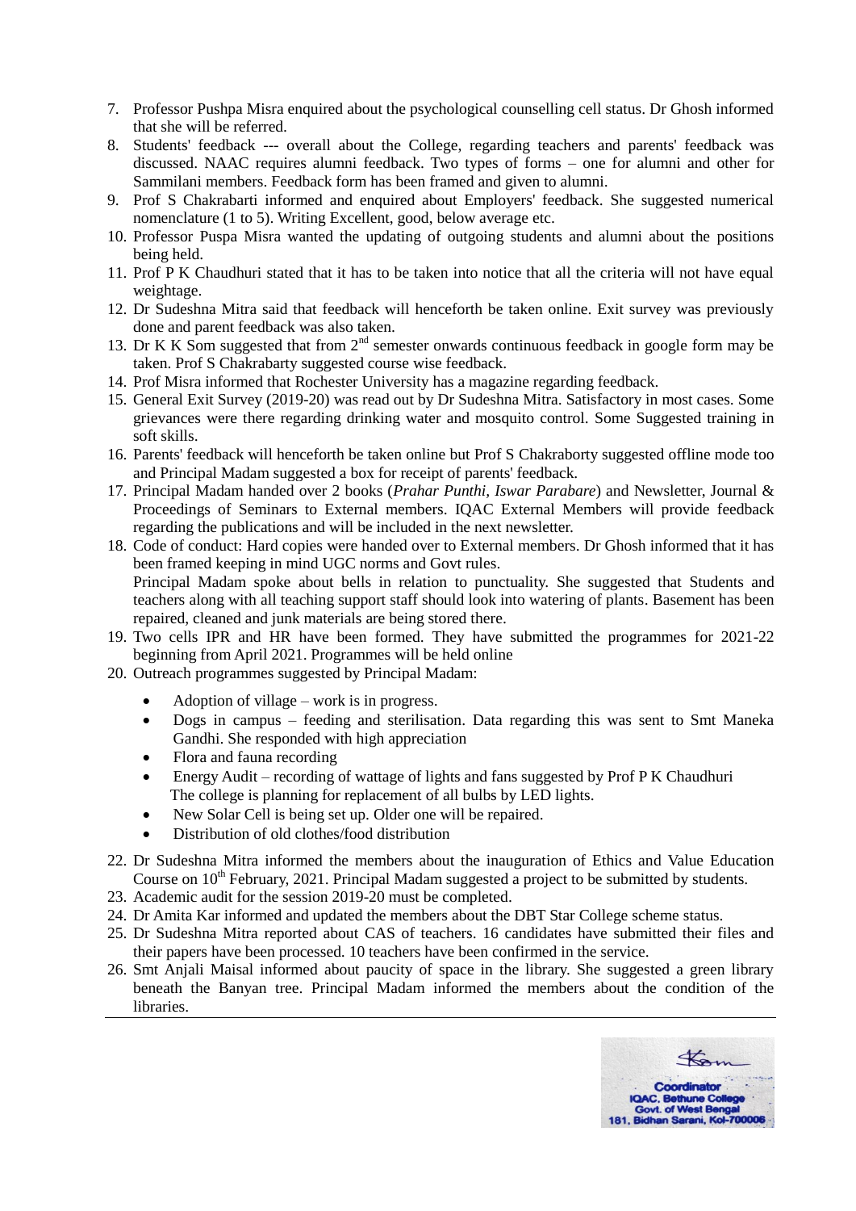7. Professor Pushpa Misra enquired about the psychological counselling cell status. Dr Ghosh informed that she will be referred.
8. Students' feedback --- overall about the College, regarding teachers and parents' feedback was discussed. NAAC requires alumni feedback. Two types of forms – one for alumni and other for Sammilani members. Feedback form has been framed and given to alumni.
9. Prof S Chakrabarti informed and enquired about Employers' feedback. She suggested numerical nomenclature (1 to 5). Writing Excellent, good, below average etc.
10. Professor Puspa Misra wanted the updating of outgoing students and alumni about the positions being held.
11. Prof P K Chaudhuri stated that it has to be taken into notice that all the criteria will not have equal weightage.
12. Dr Sudeshna Mitra said that feedback will henceforth be taken online. Exit survey was previously done and parent feedback was also taken.
13. Dr K K Som suggested that from 2nd semester onwards continuous feedback in google form may be taken. Prof S Chakrabarty suggested course wise feedback.
14. Prof Misra informed that Rochester University has a magazine regarding feedback.
15. General Exit Survey (2019-20) was read out by Dr Sudeshna Mitra. Satisfactory in most cases. Some grievances were there regarding drinking water and mosquito control. Some Suggested training in soft skills.
16. Parents' feedback will henceforth be taken online but Prof S Chakraborty suggested offline mode too and Principal Madam suggested a box for receipt of parents' feedback.
17. Principal Madam handed over 2 books (*Prahar Punthi, Iswar Parabare*) and Newsletter, Journal & Proceedings of Seminars to External members. IQAC External Members will provide feedback regarding the publications and will be included in the next newsletter.
18. Code of conduct: Hard copies were handed over to External members. Dr Ghosh informed that it has been framed keeping in mind UGC norms and Govt rules.
    Principal Madam spoke about bells in relation to punctuality. She suggested that Students and teachers along with all teaching support staff should look into watering of plants. Basement has been repaired, cleaned and junk materials are being stored there.
19. Two cells IPR and HR have been formed. They have submitted the programmes for 2021-22 beginning from April 2021. Programmes will be held online
20. Outreach programmes suggested by Principal Madam:
    - Adoption of village – work is in progress.
    - Dogs in campus – feeding and sterilisation. Data regarding this was sent to Smt Maneka Gandhi. She responded with high appreciation
    - Flora and fauna recording
    - Energy Audit – recording of wattage of lights and fans suggested by Prof P K Chaudhuri
      The college is planning for replacement of all bulbs by LED lights.
    - New Solar Cell is being set up. Older one will be repaired.
    - Distribution of old clothes/food distribution
22. Dr Sudeshna Mitra informed the members about the inauguration of Ethics and Value Education Course on 10th February, 2021. Principal Madam suggested a project to be submitted by students.
23. Academic audit for the session 2019-20 must be completed.
24. Dr Amita Kar informed and updated the members about the DBT Star College scheme status.
25. Dr Sudeshna Mitra reported about CAS of teachers. 16 candidates have submitted their files and their papers have been processed. 10 teachers have been confirmed in the service.
26. Smt Anjali Maisal informed about paucity of space in the library. She suggested a green library beneath the Banyan tree. Principal Madam informed the members about the condition of the libraries.

Coordinator
IQAC, Bethune College
Govt. of West Bengal
181, Bidhan Sarani, Kol-700006